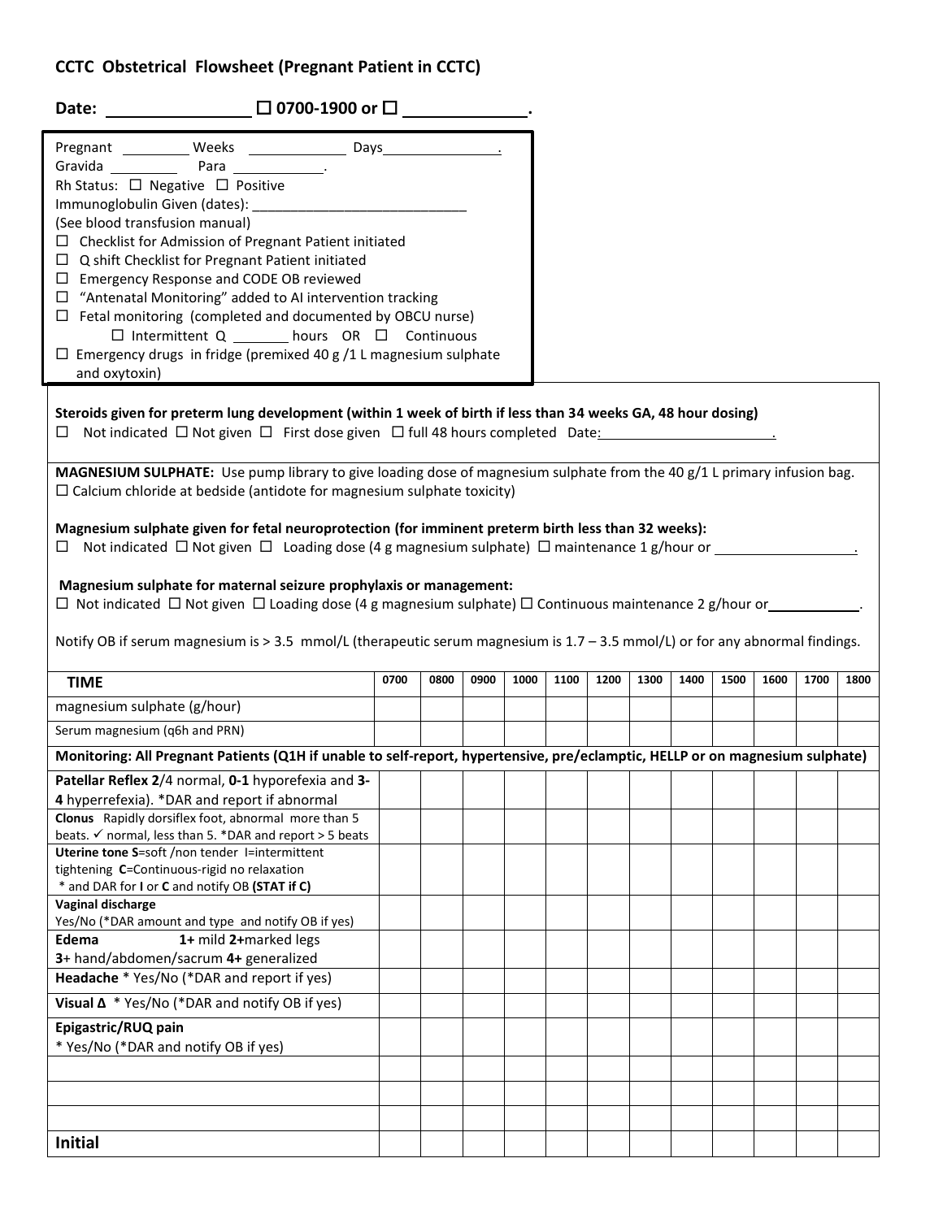## CCTC Obstetrical Flowsheet (Pregnant Patient in CCTC)

**Date:** ________________ ☐ **0700-1900 or** ☐ ______________.

Pregnant _________ Weeks _____________ Days _______________.
Gravida _________ Para ____________.
Rh Status: ☐ Negative ☐ Positive
Immunoglobulin Given (dates): ____________________________
(See blood transfusion manual)

- ☐ Checklist for Admission of Pregnant Patient initiated
- ☐ Q shift Checklist for Pregnant Patient initiated
- ☐ Emergency Response and CODE OB reviewed
- ☐ "Antenatal Monitoring" added to AI intervention tracking
- ☐ Fetal monitoring (completed and documented by OBCU nurse)
  - ☐ Intermittent Q _______ hours OR ☐ Continuous
- ☐ Emergency drugs in fridge (premixed 40 g /1 L magnesium sulphate and oxytoxin)

**Steroids given for preterm lung development (within 1 week of birth if less than 34 weeks GA, 48 hour dosing)**
☐ Not indicated ☐ Not given ☐ First dose given ☐ full 48 hours completed Date: _______________________.

**MAGNESIUM SULPHATE:** Use pump library to give loading dose of magnesium sulphate from the 40 g/1 L primary infusion bag.
☐ Calcium chloride at bedside (antidote for magnesium sulphate toxicity)

**Magnesium sulphate given for fetal neuroprotection (for imminent preterm birth less than 32 weeks):**
☐ Not indicated ☐ Not given ☐ Loading dose (4 g magnesium sulphate) ☐ maintenance 1 g/hour or __________________.

**Magnesium sulphate for maternal seizure prophylaxis or management:**
☐ Not indicated ☐ Not given ☐ Loading dose (4 g magnesium sulphate) ☐ Continuous maintenance 2 g/hour or ____________.

Notify OB if serum magnesium is > 3.5 mmol/L (therapeutic serum magnesium is 1.7 – 3.5 mmol/L) or for any abnormal findings.

| **TIME** | 0700 | 0800 | 0900 | 1000 | 1100 | 1200 | 1300 | 1400 | 1500 | 1600 | 1700 | 1800 |
|---|---|---|---|---|---|---|---|---|---|---|---|---|
| magnesium sulphate (g/hour) | | | | | | | | | | | | |
| Serum magnesium (q6h and PRN) | | | | | | | | | | | | |
| **Monitoring: All Pregnant Patients (Q1H if unable to self-report, hypertensive, pre/eclamptic, HELLP or on magnesium sulphate)** | | | | | | | | | | | | |
| **Patellar Reflex 2**/4 normal, **0-1** hyporefexia and **3-4** hyperrefexia). *DAR and report if abnormal | | | | | | | | | | | | |
| **Clonus** Rapidly dorsiflex foot, abnormal more than 5 beats. ✓ normal, less than 5. *DAR and report > 5 beats | | | | | | | | | | | | |
| **Uterine tone S**=soft /non tender I=intermittent tightening **C**=Continuous-rigid no relaxation * and DAR for **I** or **C** and notify OB **(STAT if C)** | | | | | | | | | | | | |
| **Vaginal discharge** Yes/No (*DAR amount and type and notify OB if yes) | | | | | | | | | | | | |
| **Edema** **1+** mild **2+**marked legs **3**+ hand/abdomen/sacrum **4+** generalized | | | | | | | | | | | | |
| **Headache** * Yes/No (*DAR and report if yes) | | | | | | | | | | | | |
| **Visual Δ** * Yes/No (*DAR and notify OB if yes) | | | | | | | | | | | | |
| **Epigastric/RUQ pain** * Yes/No (*DAR and notify OB if yes) | | | | | | | | | | | | |
| | | | | | | | | | | | | |
| | | | | | | | | | | | | |
| | | | | | | | | | | | | |
| **Initial** | | | | | | | | | | | | |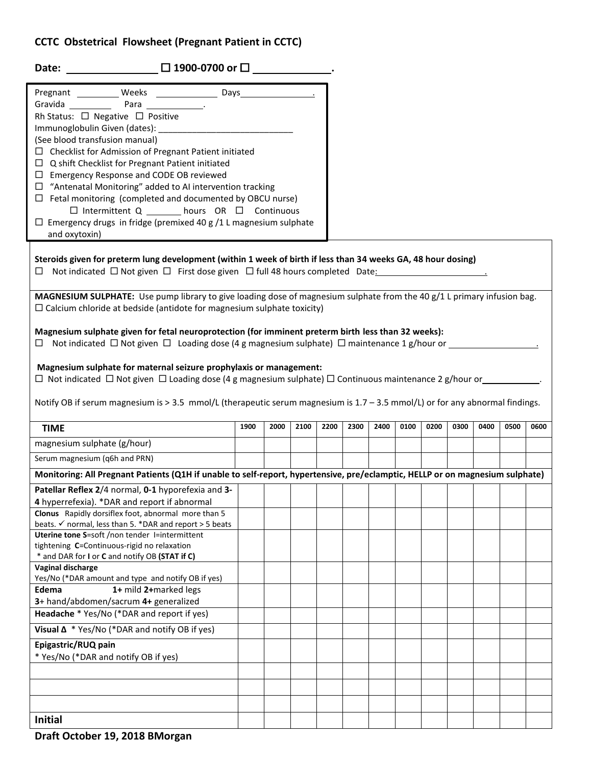## CCTC Obstetrical Flowsheet (Pregnant Patient in CCTC)

**Date: ________________ ☐ 1900-0700 or ☐ ______________.**

Pregnant _________ Weeks _____________ Days_______________.
Gravida _________ Para ____________.
Rh Status: ☐ Negative ☐ Positive
Immunoglobulin Given (dates): ____________________________
(See blood transfusion manual)
☐ Checklist for Admission of Pregnant Patient initiated
☐ Q shift Checklist for Pregnant Patient initiated
☐ Emergency Response and CODE OB reviewed
☐ "Antenatal Monitoring" added to AI intervention tracking
☐ Fetal monitoring (completed and documented by OBCU nurse)
☐ Intermittent Q _______ hours OR ☐ Continuous
☐ Emergency drugs in fridge (premixed 40 g /1 L magnesium sulphate and oxytoxin)

**Steroids given for preterm lung development (within 1 week of birth if less than 34 weeks GA, 48 hour dosing)**
☐ Not indicated ☐ Not given ☐ First dose given ☐ full 48 hours completed Date:______________________.

**MAGNESIUM SULPHATE:** Use pump library to give loading dose of magnesium sulphate from the 40 g/1 L primary infusion bag.
☐ Calcium chloride at bedside (antidote for magnesium sulphate toxicity)

**Magnesium sulphate given for fetal neuroprotection (for imminent preterm birth less than 32 weeks):**
☐ Not indicated ☐ Not given ☐ Loading dose (4 g magnesium sulphate) ☐ maintenance 1 g/hour or __________________.

**Magnesium sulphate for maternal seizure prophylaxis or management:**
☐ Not indicated ☐ Not given ☐ Loading dose (4 g magnesium sulphate) ☐ Continuous maintenance 2 g/hour or____________.

Notify OB if serum magnesium is > 3.5 mmol/L (therapeutic serum magnesium is 1.7 – 3.5 mmol/L) or for any abnormal findings.

| TIME | 1900 | 2000 | 2100 | 2200 | 2300 | 2400 | 0100 | 0200 | 0300 | 0400 | 0500 | 0600 |
|---|---|---|---|---|---|---|---|---|---|---|---|---|
| magnesium sulphate (g/hour) | | | | | | | | | | | | |
| Serum magnesium (q6h and PRN) | | | | | | | | | | | | |
| **Monitoring: All Pregnant Patients (Q1H if unable to self-report, hypertensive, pre/eclamptic, HELLP or on magnesium sulphate)** | | | | | | | | | | | | |
| **Patellar Reflex 2**/4 normal, **0-1** hyporefexia and **3-4** hyperrefexia). *DAR and report if abnormal | | | | | | | | | | | | |
| **Clonus** Rapidly dorsiflex foot, abnormal more than 5 beats. ✓ normal, less than 5. *DAR and report > 5 beats | | | | | | | | | | | | |
| **Uterine tone S**=soft /non tender I=intermittent tightening **C**=Continuous-rigid no relaxation * and DAR for **I** or **C** and notify OB **(STAT if C)** | | | | | | | | | | | | |
| **Vaginal discharge** Yes/No (*DAR amount and type and notify OB if yes) | | | | | | | | | | | | |
| **Edema** **1+** mild **2+**marked legs **3**+ hand/abdomen/sacrum **4+** generalized | | | | | | | | | | | | |
| **Headache** * Yes/No (*DAR and report if yes) | | | | | | | | | | | | |
| **Visual Δ** * Yes/No (*DAR and notify OB if yes) | | | | | | | | | | | | |
| **Epigastric/RUQ pain** * Yes/No (*DAR and notify OB if yes) | | | | | | | | | | | | |
| | | | | | | | | | | | | |
| | | | | | | | | | | | | |
| | | | | | | | | | | | | |
| **Initial** | | | | | | | | | | | | |

**Draft October 19, 2018 BMorgan**